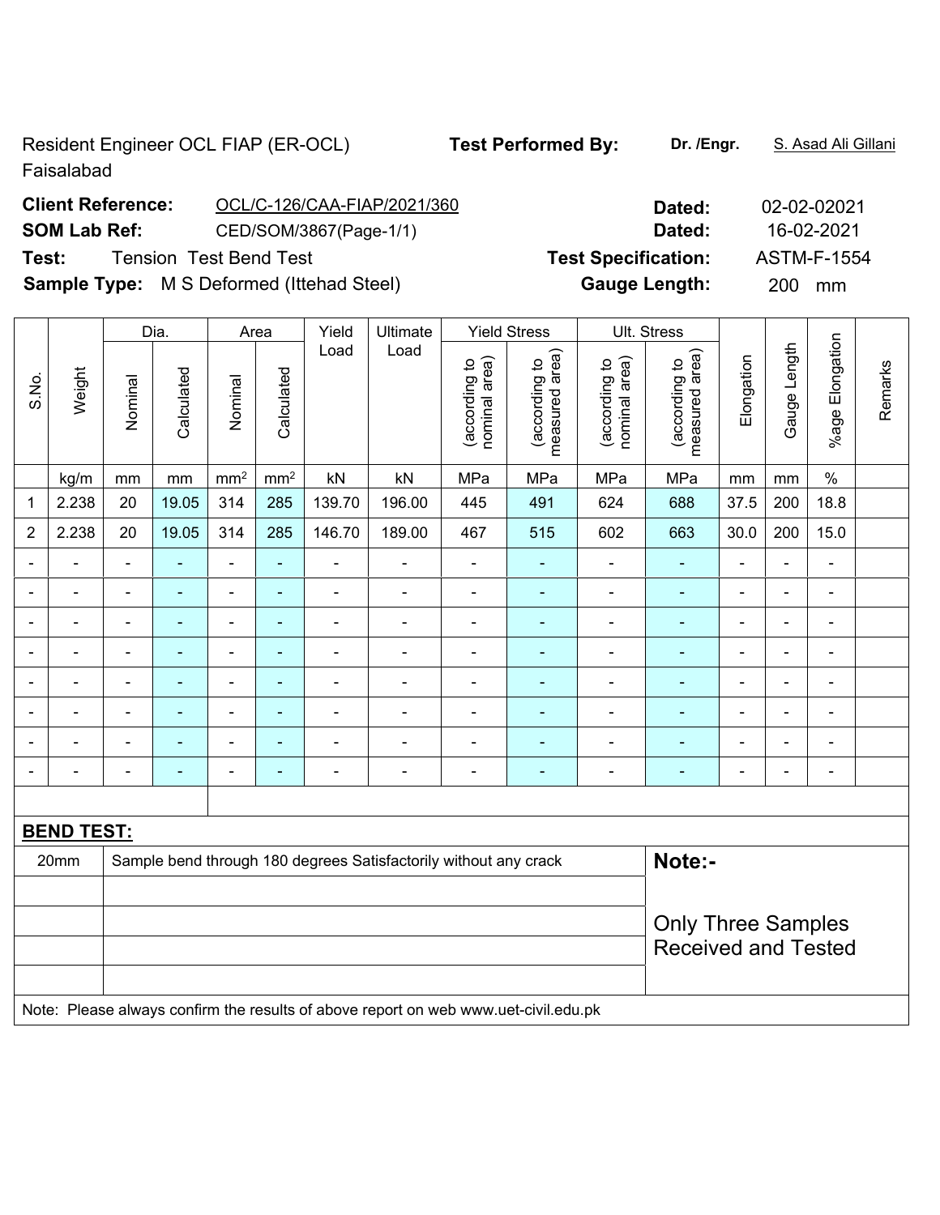Resident Engineer OCL FIAP (ER-OCL) Faisalabad

**Test Performed By:** **Dr. /Engr.** S. Asad Ali Gillani

**Client Reference:** OCL/C-126/CAA-FIAP/2021/360 **Dated:** 02-02-02021

**SOM Lab Ref:** CED/SOM/3867(Page-1/1) **Dated:** 16-02-2021

**Test:** Tension Test Bend Test **Test Specification:** ASTM-F-1554

**Sample Type:** M S Deformed (Ittehad Steel) **Gauge Length:** 200 mm

| S.No. | Weight | Dia. | | Area | | Yield Load | Ultimate Load | Yield Stress | | Ult. Stress | | Elongation | Gauge Length | %age Elongation | Remarks |
|---|---|---|---|---|---|---|---|---|---|---|---|---|---|---|---|
| | | Nominal | Calculated | Nominal | Calculated | | | (according to nominal area) | (according to measured area) | (according to nominal area) | (according to measured area) | | | | |
| | kg/m | mm | mm | mm² | mm² | kN | kN | MPa | MPa | MPa | MPa | mm | mm | % | |
| 1 | 2.238 | 20 | 19.05 | 314 | 285 | 139.70 | 196.00 | 445 | 491 | 624 | 688 | 37.5 | 200 | 18.8 | |
| 2 | 2.238 | 20 | 19.05 | 314 | 285 | 146.70 | 189.00 | 467 | 515 | 602 | 663 | 30.0 | 200 | 15.0 | |
| - | - | - | - | - | - | - | - | - | - | - | - | - | - | - | |
| - | - | - | - | - | - | - | - | - | - | - | - | - | - | - | |
| - | - | - | - | - | - | - | - | - | - | - | - | - | - | - | |
| - | - | - | - | - | - | - | - | - | - | - | - | - | - | - | |
| - | - | - | - | - | - | - | - | - | - | - | - | - | - | - | |
| - | - | - | - | - | - | - | - | - | - | - | - | - | - | - | |
| - | - | - | - | - | - | - | - | - | - | - | - | - | - | - | |
| - | - | - | - | - | - | - | - | - | - | - | - | - | - | - | |

**BEND TEST:**

| | | |
|---|---|---|
| 20mm | Sample bend through 180 degrees Satisfactorily without any crack | **Note:-** |
| | | Only Three Samples Received and Tested |

Note: Please always confirm the results of above report on web www.uet-civil.edu.pk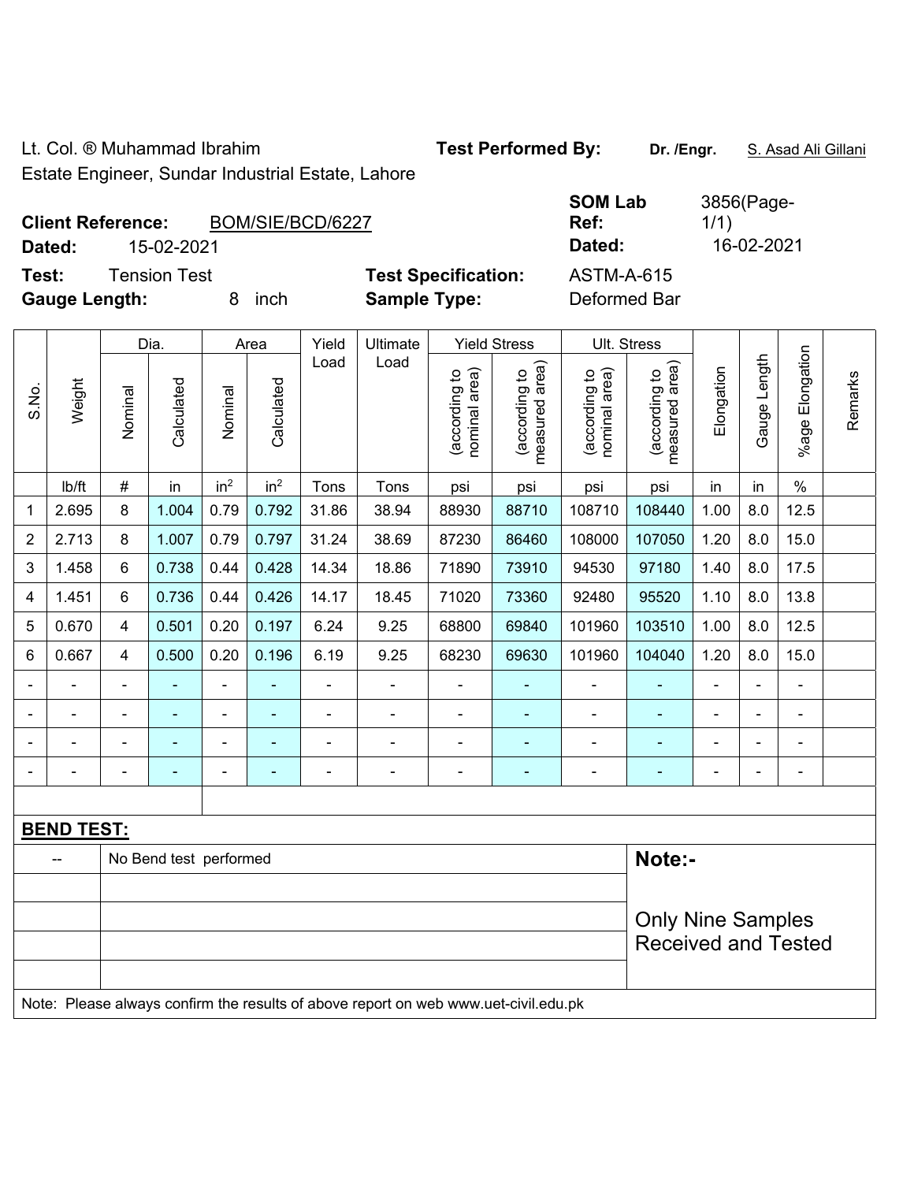Lt. Col. ® Muhammad Ibrahim

Estate Engineer, Sundar Industrial Estate, Lahore

**Test Performed By:** **Dr. /Engr.** S. Asad Ali Gillani

**Client Reference:** BOM/SIE/BCD/6227

**Dated:** 15-02-2021

**SOM Lab Ref:** 3856(Page-1/1)

**Dated:** 16-02-2021

**Test:** Tension Test

**Test Specification:** ASTM-A-615

**Gauge Length:** 8 inch

**Sample Type:** Deformed Bar

| S.No. | Weight | Dia. | | Area | | Yield Load | Ultimate Load | Yield Stress | | Ult. Stress | | Elongation | Gauge Length | %age Elongation | Remarks |
|---|---|---|---|---|---|---|---|---|---|---|---|---|---|---|---|
| | | Nominal | Calculated | Nominal | Calculated | | | (according to nominal area) | (according to measured area) | (according to nominal area) | (according to measured area) | | | | |
| | lb/ft | # | in | in² | in² | Tons | Tons | psi | psi | psi | psi | in | in | % | |
| 1 | 2.695 | 8 | 1.004 | 0.79 | 0.792 | 31.86 | 38.94 | 88930 | 88710 | 108710 | 108440 | 1.00 | 8.0 | 12.5 | |
| 2 | 2.713 | 8 | 1.007 | 0.79 | 0.797 | 31.24 | 38.69 | 87230 | 86460 | 108000 | 107050 | 1.20 | 8.0 | 15.0 | |
| 3 | 1.458 | 6 | 0.738 | 0.44 | 0.428 | 14.34 | 18.86 | 71890 | 73910 | 94530 | 97180 | 1.40 | 8.0 | 17.5 | |
| 4 | 1.451 | 6 | 0.736 | 0.44 | 0.426 | 14.17 | 18.45 | 71020 | 73360 | 92480 | 95520 | 1.10 | 8.0 | 13.8 | |
| 5 | 0.670 | 4 | 0.501 | 0.20 | 0.197 | 6.24 | 9.25 | 68800 | 69840 | 101960 | 103510 | 1.00 | 8.0 | 12.5 | |
| 6 | 0.667 | 4 | 0.500 | 0.20 | 0.196 | 6.19 | 9.25 | 68230 | 69630 | 101960 | 104040 | 1.20 | 8.0 | 15.0 | |
| - | - | - | - | - | - | - | - | - | - | - | - | - | - | - | |
| - | - | - | - | - | - | - | - | - | - | - | - | - | - | - | |
| - | - | - | - | - | - | - | - | - | - | - | - | - | - | - | |
| - | - | - | - | - | - | - | - | - | - | - | - | - | - | - | |

**BEND TEST:**

| -- | No Bend test performed |
|---|---|

**Note:-**

Only Nine Samples Received and Tested

Note: Please always confirm the results of above report on web www.uet-civil.edu.pk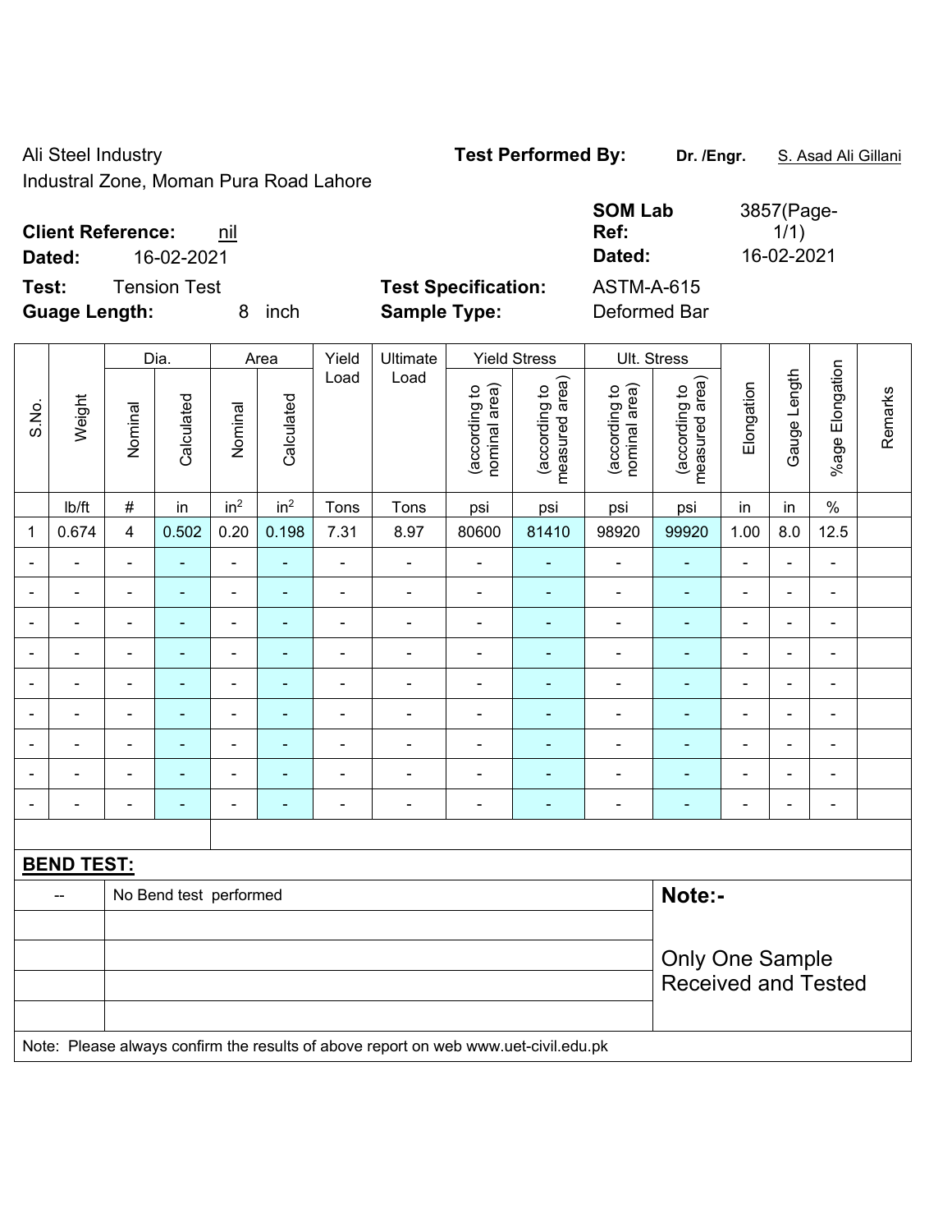Ali Steel Industry
Industral Zone, Moman Pura Road Lahore

**Test Performed By:** **Dr. /Engr.** S. Asad Ali Gillani

**Client Reference:** nil
**Dated:** 16-02-2021

**SOM Lab Ref:** 3857(Page-1/1)
**Dated:** 16-02-2021

**Test:** Tension Test
**Guage Length:** 8 inch

**Test Specification:** ASTM-A-615
**Sample Type:** Deformed Bar

| S.No. | Weight | Dia. | | Area | | Yield Load | Ultimate Load | Yield Stress | | Ult. Stress | | Elongation | Gauge Length | %age Elongation | Remarks |
|---|---|---|---|---|---|---|---|---|---|---|---|---|---|---|---|
| | | Nominal | Calculated | Nominal | Calculated | | | (according to nominal area) | (according to measured area) | (according to nominal area) | (according to measured area) | | | | |
| | lb/ft | # | in | in$^2$ | in$^2$ | Tons | Tons | psi | psi | psi | psi | in | in | % | |
| 1 | 0.674 | 4 | 0.502 | 0.20 | 0.198 | 7.31 | 8.97 | 80600 | 81410 | 98920 | 99920 | 1.00 | 8.0 | 12.5 | |
| - | - | - | - | - | - | - | - | - | - | - | - | - | - | - | |
| - | - | - | - | - | - | - | - | - | - | - | - | - | - | - | |
| - | - | - | - | - | - | - | - | - | - | - | - | - | - | - | |
| - | - | - | - | - | - | - | - | - | - | - | - | - | - | - | |
| - | - | - | - | - | - | - | - | - | - | - | - | - | - | - | |
| - | - | - | - | - | - | - | - | - | - | - | - | - | - | - | |
| - | - | - | - | - | - | - | - | - | - | - | - | - | - | - | |
| - | - | - | - | - | - | - | - | - | - | - | - | - | - | - | |
| - | - | - | - | - | - | - | - | - | - | - | - | - | - | - | |

**BEND TEST:**

| | | |
|---|---|---|
| -- | No Bend test performed | **Note:-** |
| | | Only One Sample Received and Tested |

Note: Please always confirm the results of above report on web www.uet-civil.edu.pk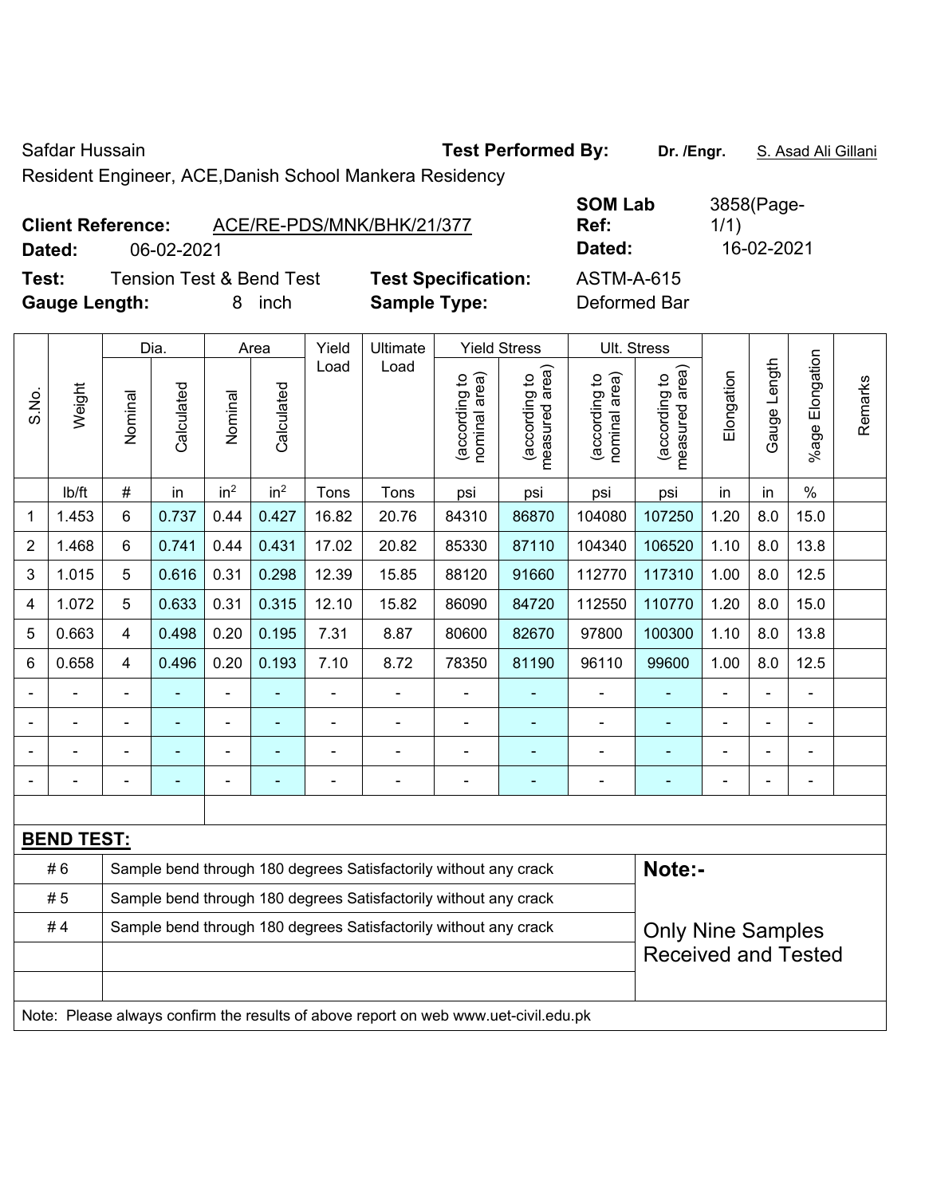Safdar Hussain

Resident Engineer, ACE,Danish School Mankera Residency

**Test Performed By:** **Dr. /Engr.** S. Asad Ali Gillani

**Client Reference:** ACE/RE-PDS/MNK/BHK/21/377

**Dated:** 06-02-2021

**SOM Lab Ref:** 3858(Page-1/1)

**Dated:** 16-02-2021

**Test:** Tension Test & Bend Test

**Test Specification:** ASTM-A-615

**Gauge Length:** 8 inch

**Sample Type:** Deformed Bar

| S.No. | Weight | Dia. | | Area | | Yield Load | Ultimate Load | Yield Stress | | Ult. Stress | | Elongation | Gauge Length | %age Elongation | Remarks |
|---|---|---|---|---|---|---|---|---|---|---|---|---|---|---|---|
| | | Nominal | Calculated | Nominal | Calculated | | | (according to nominal area) | (according to measured area) | (according to nominal area) | (according to measured area) | | | | |
| | lb/ft | # | in | $in^2$ | $in^2$ | Tons | Tons | psi | psi | psi | psi | in | in | % | |
| 1 | 1.453 | 6 | 0.737 | 0.44 | 0.427 | 16.82 | 20.76 | 84310 | 86870 | 104080 | 107250 | 1.20 | 8.0 | 15.0 | |
| 2 | 1.468 | 6 | 0.741 | 0.44 | 0.431 | 17.02 | 20.82 | 85330 | 87110 | 104340 | 106520 | 1.10 | 8.0 | 13.8 | |
| 3 | 1.015 | 5 | 0.616 | 0.31 | 0.298 | 12.39 | 15.85 | 88120 | 91660 | 112770 | 117310 | 1.00 | 8.0 | 12.5 | |
| 4 | 1.072 | 5 | 0.633 | 0.31 | 0.315 | 12.10 | 15.82 | 86090 | 84720 | 112550 | 110770 | 1.20 | 8.0 | 15.0 | |
| 5 | 0.663 | 4 | 0.498 | 0.20 | 0.195 | 7.31 | 8.87 | 80600 | 82670 | 97800 | 100300 | 1.10 | 8.0 | 13.8 | |
| 6 | 0.658 | 4 | 0.496 | 0.20 | 0.193 | 7.10 | 8.72 | 78350 | 81190 | 96110 | 99600 | 1.00 | 8.0 | 12.5 | |
| - | - | - | - | - | - | - | - | - | - | - | - | - | - | - | |
| - | - | - | - | - | - | - | - | - | - | - | - | - | - | - | |
| - | - | - | - | - | - | - | - | - | - | - | - | - | - | - | |
| - | - | - | - | - | - | - | - | - | - | - | - | - | - | - | |

**BEND TEST:**

| | | |
|---|---|---|
| # 6 | Sample bend through 180 degrees Satisfactorily without any crack | **Note:-** |
| # 5 | Sample bend through 180 degrees Satisfactorily without any crack | |
| # 4 | Sample bend through 180 degrees Satisfactorily without any crack | Only Nine Samples Received and Tested |

Note: Please always confirm the results of above report on web www.uet-civil.edu.pk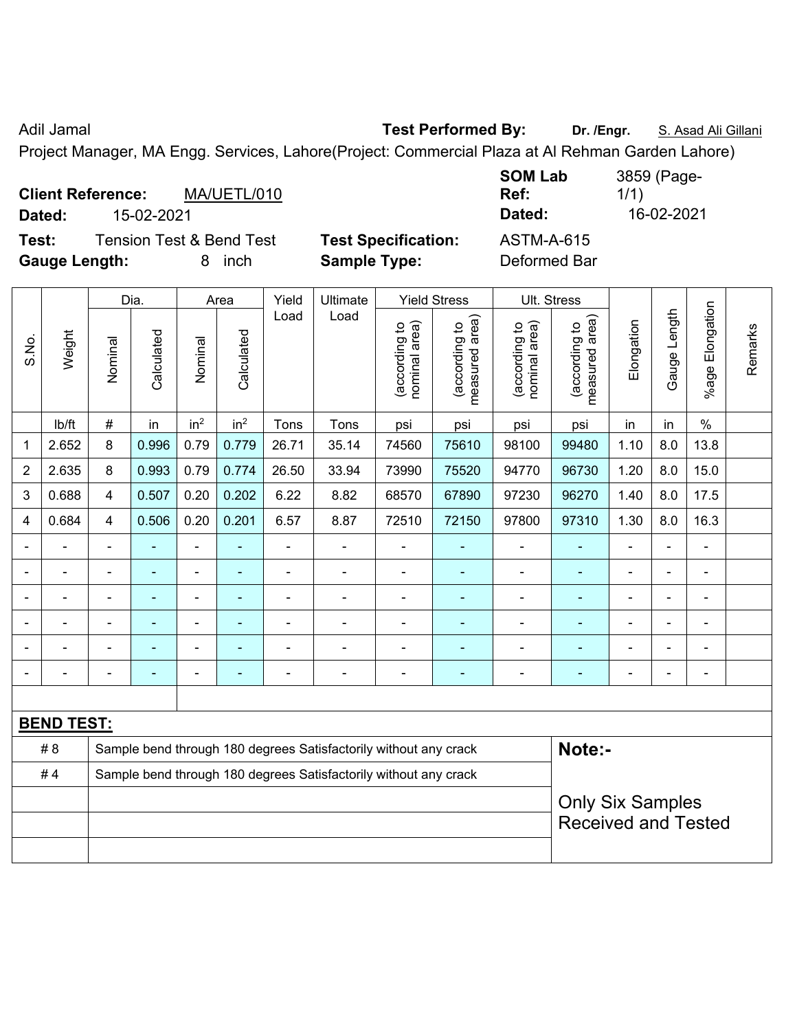Adil Jamal **Test Performed By:** **Dr. /Engr.** S. Asad Ali Gillani

Project Manager, MA Engg. Services, Lahore(Project: Commercial Plaza at Al Rehman Garden Lahore)

**Client Reference:** MA/UETL/010 **SOM Lab Ref:** 3859 (Page-1/1)

**Dated:** 15-02-2021 **Dated:** 16-02-2021

**Test:** Tension Test & Bend Test **Test Specification:** ASTM-A-615

**Gauge Length:** 8 inch **Sample Type:** Deformed Bar

| S.No. | Weight | Dia. | | Area | | Yield Load | Ultimate Load | Yield Stress | | Ult. Stress | | Elongation | Gauge Length | %age Elongation | Remarks |
|---|---|---|---|---|---|---|---|---|---|---|---|---|---|---|---|
| | | Nominal | Calculated | Nominal | Calculated | | | (according to nominal area) | (according to measured area) | (according to nominal area) | (according to measured area) | | | | |
| | lb/ft | # | in | in² | in² | Tons | Tons | psi | psi | psi | psi | in | in | % | |
| 1 | 2.652 | 8 | 0.996 | 0.79 | 0.779 | 26.71 | 35.14 | 74560 | 75610 | 98100 | 99480 | 1.10 | 8.0 | 13.8 | |
| 2 | 2.635 | 8 | 0.993 | 0.79 | 0.774 | 26.50 | 33.94 | 73990 | 75520 | 94770 | 96730 | 1.20 | 8.0 | 15.0 | |
| 3 | 0.688 | 4 | 0.507 | 0.20 | 0.202 | 6.22 | 8.82 | 68570 | 67890 | 97230 | 96270 | 1.40 | 8.0 | 17.5 | |
| 4 | 0.684 | 4 | 0.506 | 0.20 | 0.201 | 6.57 | 8.87 | 72510 | 72150 | 97800 | 97310 | 1.30 | 8.0 | 16.3 | |
| - | - | - | - | - | - | - | - | - | - | - | - | - | - | - | |
| - | - | - | - | - | - | - | - | - | - | - | - | - | - | - | |
| - | - | - | - | - | - | - | - | - | - | - | - | - | - | - | |
| - | - | - | - | - | - | - | - | - | - | - | - | - | - | - | |
| - | - | - | - | - | - | - | - | - | - | - | - | - | - | - | |
| - | - | - | - | - | - | - | - | - | - | - | - | - | - | - | |

**BEND TEST:**

| | | |
|---|---|---|
| # 8 | Sample bend through 180 degrees Satisfactorily without any crack | **Note:-** |
| # 4 | Sample bend through 180 degrees Satisfactorily without any crack | Only Six Samples Received and Tested |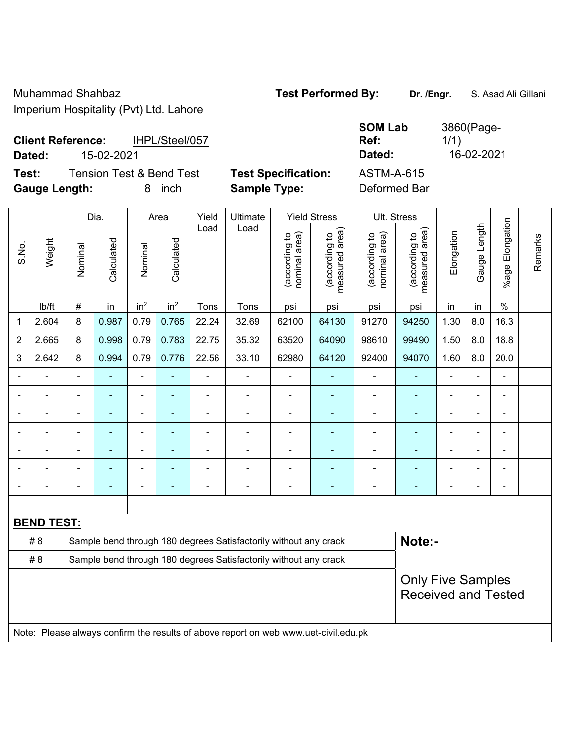Muhammad Shahbaz
Imperium Hospitality (Pvt) Ltd. Lahore

**Test Performed By:** **Dr. /Engr.** S. Asad Ali Gillani

**Client Reference:** IHPL/Steel/057
**Dated:** 15-02-2021

**SOM Lab Ref:** 3860(Page-1/1)
**Dated:** 16-02-2021

**Test:** Tension Test & Bend Test
**Gauge Length:** 8 inch

**Test Specification:** ASTM-A-615
**Sample Type:** Deformed Bar

| S.No. | Weight | Dia. | | Area | | Yield Load | Ultimate Load | Yield Stress | | Ult. Stress | | Elongation | Gauge Length | %age Elongation | Remarks |
|---|---|---|---|---|---|---|---|---|---|---|---|---|---|---|---|
| | | Nominal | Calculated | Nominal | Calculated | | | (according to nominal area) | (according to measured area) | (according to nominal area) | (according to measured area) | | | | |
| | lb/ft | # | in | $in^2$ | $in^2$ | Tons | Tons | psi | psi | psi | psi | in | in | % | |
| 1 | 2.604 | 8 | 0.987 | 0.79 | 0.765 | 22.24 | 32.69 | 62100 | 64130 | 91270 | 94250 | 1.30 | 8.0 | 16.3 | |
| 2 | 2.665 | 8 | 0.998 | 0.79 | 0.783 | 22.75 | 35.32 | 63520 | 64090 | 98610 | 99490 | 1.50 | 8.0 | 18.8 | |
| 3 | 2.642 | 8 | 0.994 | 0.79 | 0.776 | 22.56 | 33.10 | 62980 | 64120 | 92400 | 94070 | 1.60 | 8.0 | 20.0 | |
| - | - | - | - | - | - | - | - | - | - | - | - | - | - | - | |
| - | - | - | - | - | - | - | - | - | - | - | - | - | - | - | |
| - | - | - | - | - | - | - | - | - | - | - | - | - | - | - | |
| - | - | - | - | - | - | - | - | - | - | - | - | - | - | - | |
| - | - | - | - | - | - | - | - | - | - | - | - | - | - | - | |
| - | - | - | - | - | - | - | - | - | - | - | - | - | - | - | |
| - | - | - | - | - | - | - | - | - | - | - | - | - | - | - | |

**BEND TEST:**

| | |
|---|---|
| # 8 | Sample bend through 180 degrees Satisfactorily without any crack |
| # 8 | Sample bend through 180 degrees Satisfactorily without any crack |

**Note:-**

Only Five Samples Received and Tested

Note: Please always confirm the results of above report on web www.uet-civil.edu.pk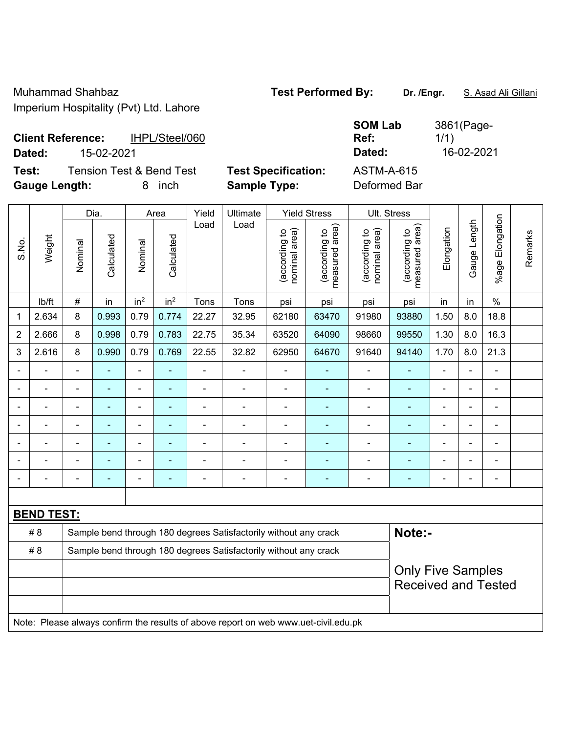Muhammad Shahbaz
Imperium Hospitality (Pvt) Ltd. Lahore

**Test Performed By:** **Dr. /Engr.** S. Asad Ali Gillani

**Client Reference:** IHPL/Steel/060
**Dated:** 15-02-2021

**SOM Lab Ref:** 3861(Page-1/1)
**Dated:** 16-02-2021

**Test:** Tension Test & Bend Test
**Gauge Length:** 8 inch

**Test Specification:** ASTM-A-615
**Sample Type:** Deformed Bar

| S.No. | Weight | Dia. | | Area | | Yield Load | Ultimate Load | Yield Stress | | Ult. Stress | | Elongation | Gauge Length | %age Elongation | Remarks |
|---|---|---|---|---|---|---|---|---|---|---|---|---|---|---|---|
| | | Nominal | Calculated | Nominal | Calculated | | | (according to nominal area) | (according to measured area) | (according to nominal area) | (according to measured area) | | | | |
| | lb/ft | # | in | in² | in² | Tons | Tons | psi | psi | psi | psi | in | in | % | |
| 1 | 2.634 | 8 | 0.993 | 0.79 | 0.774 | 22.27 | 32.95 | 62180 | 63470 | 91980 | 93880 | 1.50 | 8.0 | 18.8 | |
| 2 | 2.666 | 8 | 0.998 | 0.79 | 0.783 | 22.75 | 35.34 | 63520 | 64090 | 98660 | 99550 | 1.30 | 8.0 | 16.3 | |
| 3 | 2.616 | 8 | 0.990 | 0.79 | 0.769 | 22.55 | 32.82 | 62950 | 64670 | 91640 | 94140 | 1.70 | 8.0 | 21.3 | |
| - | - | - | - | - | - | - | - | - | - | - | - | - | - | - | |
| - | - | - | - | - | - | - | - | - | - | - | - | - | - | - | |
| - | - | - | - | - | - | - | - | - | - | - | - | - | - | - | |
| - | - | - | - | - | - | - | - | - | - | - | - | - | - | - | |
| - | - | - | - | - | - | - | - | - | - | - | - | - | - | - | |
| - | - | - | - | - | - | - | - | - | - | - | - | - | - | - | |
| - | - | - | - | - | - | - | - | - | - | - | - | - | - | - | |

**BEND TEST:**

| | | |
|---|---|---|
| # 8 | Sample bend through 180 degrees Satisfactorily without any crack | **Note:-** |
| # 8 | Sample bend through 180 degrees Satisfactorily without any crack | Only Five Samples Received and Tested |
| | | |
| | | |
| | | |

Note: Please always confirm the results of above report on web www.uet-civil.edu.pk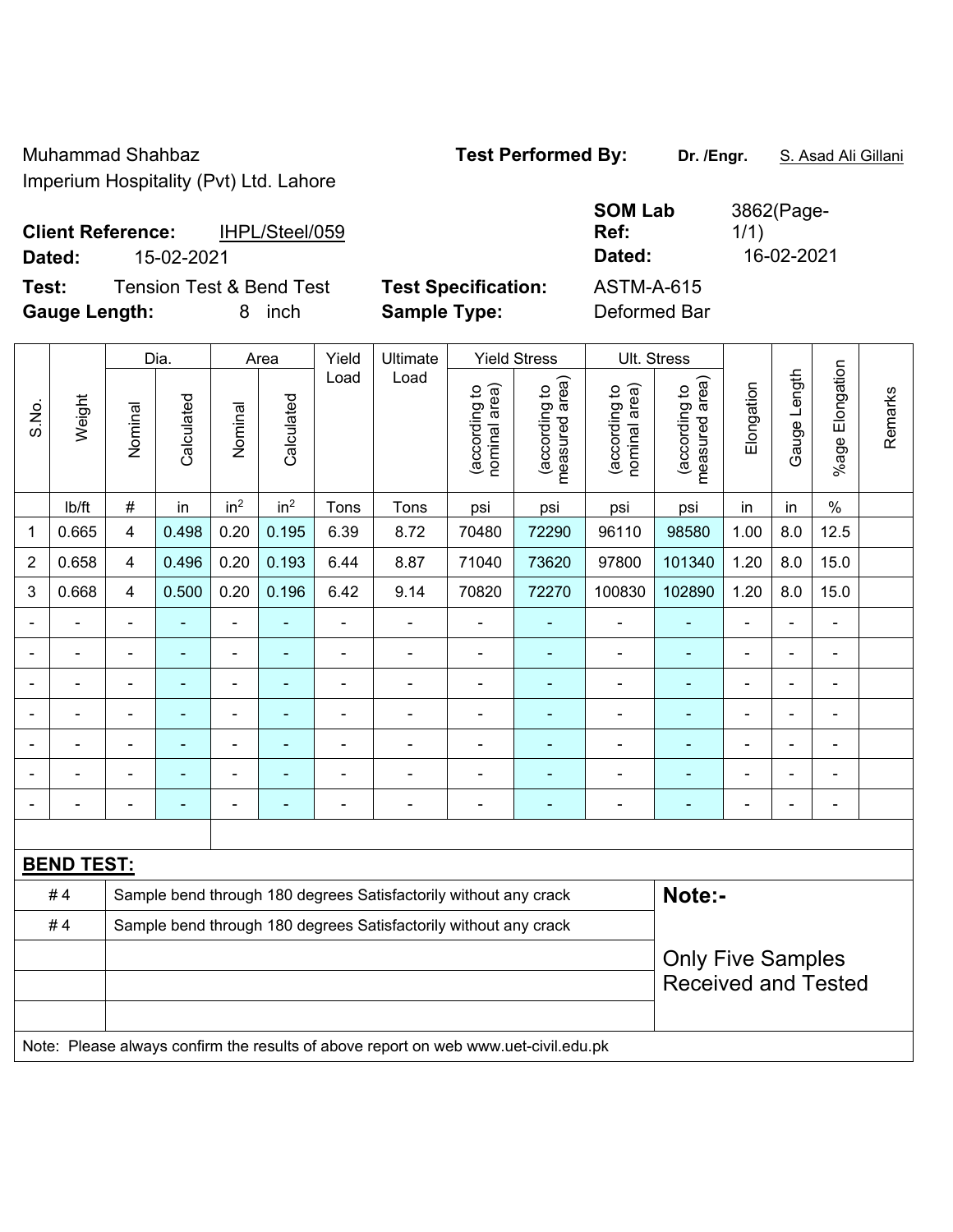Muhammad Shahbaz
Imperium Hospitality (Pvt) Ltd. Lahore

**Test Performed By:** **Dr. /Engr.** S. Asad Ali Gillani

**Client Reference:** IHPL/Steel/059
**Dated:** 15-02-2021

**SOM Lab Ref:** 3862(Page-1/1)
**Dated:** 16-02-2021

**Test:** Tension Test & Bend Test
**Gauge Length:** 8 inch

**Test Specification:** ASTM-A-615
**Sample Type:** Deformed Bar

| S.No. | Weight | Dia. | | Area | | Yield Load | Ultimate Load | Yield Stress | | Ult. Stress | | Elongation | Gauge Length | %age Elongation | Remarks |
|---|---|---|---|---|---|---|---|---|---|---|---|---|---|---|---|
| | | Nominal | Calculated | Nominal | Calculated | | | (according to nominal area) | (according to measured area) | (according to nominal area) | (according to measured area) | | | | |
| | lb/ft | # | in | in² | in² | Tons | Tons | psi | psi | psi | psi | in | in | % | |
| 1 | 0.665 | 4 | 0.498 | 0.20 | 0.195 | 6.39 | 8.72 | 70480 | 72290 | 96110 | 98580 | 1.00 | 8.0 | 12.5 | |
| 2 | 0.658 | 4 | 0.496 | 0.20 | 0.193 | 6.44 | 8.87 | 71040 | 73620 | 97800 | 101340 | 1.20 | 8.0 | 15.0 | |
| 3 | 0.668 | 4 | 0.500 | 0.20 | 0.196 | 6.42 | 9.14 | 70820 | 72270 | 100830 | 102890 | 1.20 | 8.0 | 15.0 | |
| - | - | - | - | - | - | - | - | - | - | - | - | - | - | - | |
| - | - | - | - | - | - | - | - | - | - | - | - | - | - | - | |
| - | - | - | - | - | - | - | - | - | - | - | - | - | - | - | |
| - | - | - | - | - | - | - | - | - | - | - | - | - | - | - | |
| - | - | - | - | - | - | - | - | - | - | - | - | - | - | - | |
| - | - | - | - | - | - | - | - | - | - | - | - | - | - | - | |
| - | - | - | - | - | - | - | - | - | - | - | - | - | - | - | |

**BEND TEST:**

| | | |
|---|---|---|
| # 4 | Sample bend through 180 degrees Satisfactorily without any crack | **Note:-** |
| # 4 | Sample bend through 180 degrees Satisfactorily without any crack | Only Five Samples Received and Tested |
| | | |
| | | |
| | | |

Note: Please always confirm the results of above report on web www.uet-civil.edu.pk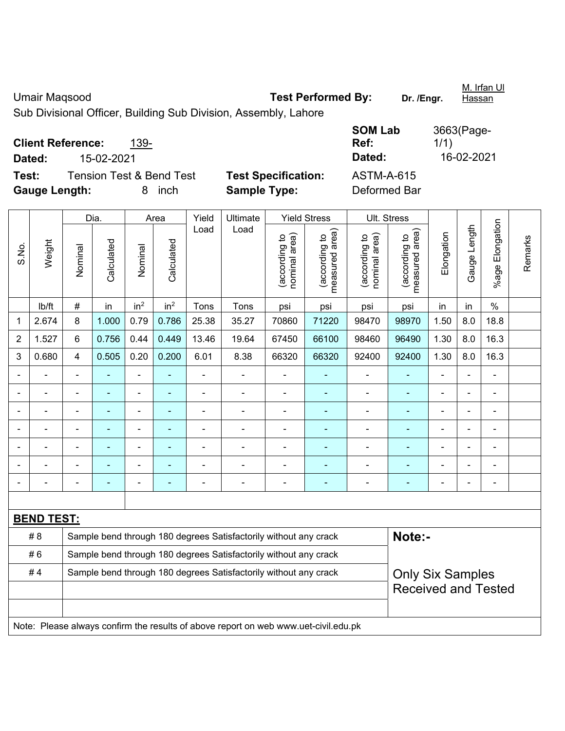Umair Maqsood

Sub Divisional Officer, Building Sub Division, Assembly, Lahore

**Test Performed By:** Dr. /Engr. M. Irfan Ul Hassan

**Client Reference:** 139-

**Dated:** 15-02-2021

**SOM Lab Ref:** 3663(Page-1/1)

**Dated:** 16-02-2021

**Test:** Tension Test & Bend Test

**Test Specification:** ASTM-A-615

**Gauge Length:** 8 inch

**Sample Type:** Deformed Bar

| S.No. | Weight | Dia. | | Area | | Yield Load | Ultimate Load | Yield Stress | | Ult. Stress | | Elongation | Gauge Length | %age Elongation | Remarks |
|---|---|---|---|---|---|---|---|---|---|---|---|---|---|---|---|
| | | Nominal | Calculated | Nominal | Calculated | | | (according to nominal area) | (according to measured area) | (according to nominal area) | (according to measured area) | | | | |
| | lb/ft | # | in | $in^2$ | $in^2$ | Tons | Tons | psi | psi | psi | psi | in | in | % | |
| 1 | 2.674 | 8 | 1.000 | 0.79 | 0.786 | 25.38 | 35.27 | 70860 | 71220 | 98470 | 98970 | 1.50 | 8.0 | 18.8 | |
| 2 | 1.527 | 6 | 0.756 | 0.44 | 0.449 | 13.46 | 19.64 | 67450 | 66100 | 98460 | 96490 | 1.30 | 8.0 | 16.3 | |
| 3 | 0.680 | 4 | 0.505 | 0.20 | 0.200 | 6.01 | 8.38 | 66320 | 66320 | 92400 | 92400 | 1.30 | 8.0 | 16.3 | |
| - | - | - | - | - | - | - | - | - | - | - | - | - | - | - | |
| - | - | - | - | - | - | - | - | - | - | - | - | - | - | - | |
| - | - | - | - | - | - | - | - | - | - | - | - | - | - | - | |
| - | - | - | - | - | - | - | - | - | - | - | - | - | - | - | |
| - | - | - | - | - | - | - | - | - | - | - | - | - | - | - | |
| - | - | - | - | - | - | - | - | - | - | - | - | - | - | - | |
| - | - | - | - | - | - | - | - | - | - | - | - | - | - | - | |

**BEND TEST:**

| | | |
|---|---|---|
| # 8 | Sample bend through 180 degrees Satisfactorily without any crack | **Note:-** |
| # 6 | Sample bend through 180 degrees Satisfactorily without any crack | |
| # 4 | Sample bend through 180 degrees Satisfactorily without any crack | Only Six Samples Received and Tested |

Note: Please always confirm the results of above report on web www.uet-civil.edu.pk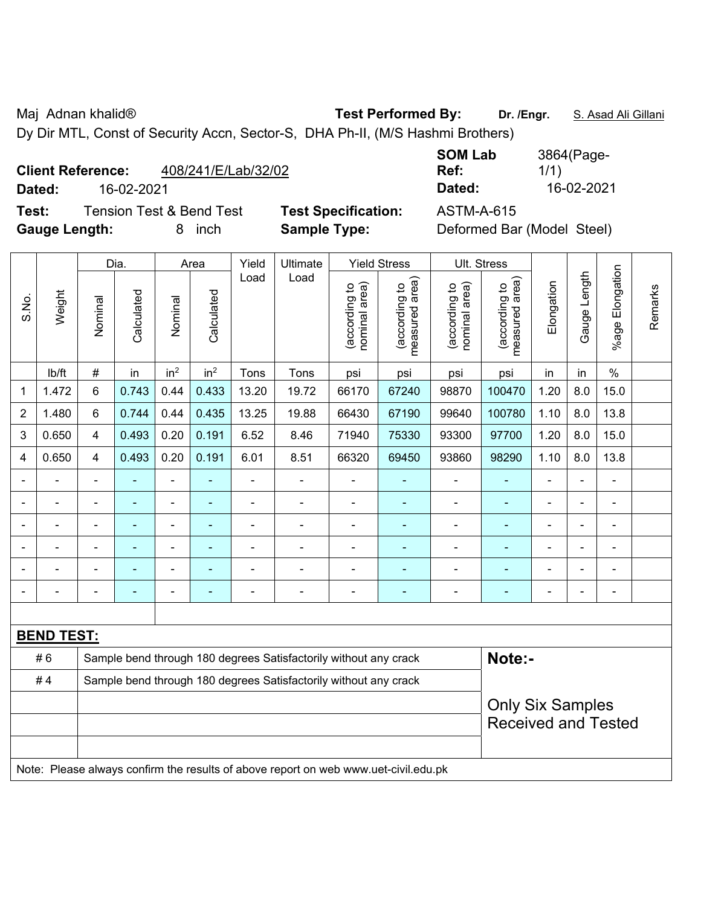Maj Adnan khalid® **Test Performed By:** **Dr. /Engr.** S. Asad Ali Gillani

Dy Dir MTL, Const of Security Accn, Sector-S, DHA Ph-II, (M/S Hashmi Brothers)

**Client Reference:** 408/241/E/Lab/32/02 **SOM Lab Ref:** 3864(Page-1/1)

**Dated:** 16-02-2021 **Dated:** 16-02-2021

**Test:** Tension Test & Bend Test **Test Specification:** ASTM-A-615

**Gauge Length:** 8 inch **Sample Type:** Deformed Bar (Model Steel)

| S.No. | Weight | Dia. | | Area | | Yield Load | Ultimate Load | Yield Stress | | Ult. Stress | | Elongation | Gauge Length | %age Elongation | Remarks |
|---|---|---|---|---|---|---|---|---|---|---|---|---|---|---|---|
| | | Nominal | Calculated | Nominal | Calculated | | | (according to nominal area) | (according to measured area) | (according to nominal area) | (according to measured area) | | | | |
| | lb/ft | # | in | $in^2$ | $in^2$ | Tons | Tons | psi | psi | psi | psi | in | in | % | |
| 1 | 1.472 | 6 | 0.743 | 0.44 | 0.433 | 13.20 | 19.72 | 66170 | 67240 | 98870 | 100470 | 1.20 | 8.0 | 15.0 | |
| 2 | 1.480 | 6 | 0.744 | 0.44 | 0.435 | 13.25 | 19.88 | 66430 | 67190 | 99640 | 100780 | 1.10 | 8.0 | 13.8 | |
| 3 | 0.650 | 4 | 0.493 | 0.20 | 0.191 | 6.52 | 8.46 | 71940 | 75330 | 93300 | 97700 | 1.20 | 8.0 | 15.0 | |
| 4 | 0.650 | 4 | 0.493 | 0.20 | 0.191 | 6.01 | 8.51 | 66320 | 69450 | 93860 | 98290 | 1.10 | 8.0 | 13.8 | |
| - | - | - | - | - | - | - | - | - | - | - | - | - | - | - | |
| - | - | - | - | - | - | - | - | - | - | - | - | - | - | - | |
| - | - | - | - | - | - | - | - | - | - | - | - | - | - | - | |
| - | - | - | - | - | - | - | - | - | - | - | - | - | - | - | |
| - | - | - | - | - | - | - | - | - | - | - | - | - | - | - | |
| - | - | - | - | - | - | - | - | - | - | - | - | - | - | - | |

**BEND TEST:**

| | | |
|---|---|---|
| # 6 | Sample bend through 180 degrees Satisfactorily without any crack | **Note:-** |
| # 4 | Sample bend through 180 degrees Satisfactorily without any crack | |
| | | Only Six Samples Received and Tested |

Note: Please always confirm the results of above report on web www.uet-civil.edu.pk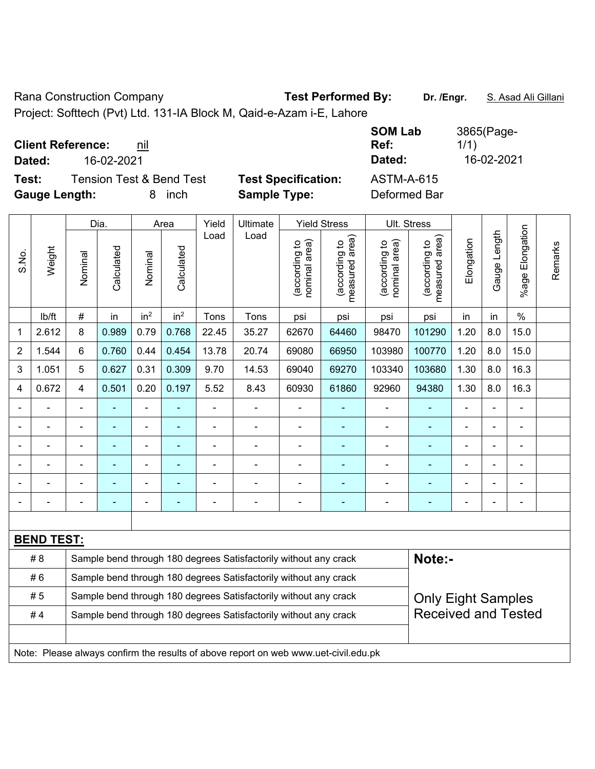Rana Construction Company **Test Performed By:** **Dr. /Engr.** S. Asad Ali Gillani

Project: Softtech (Pvt) Ltd. 131-IA Block M, Qaid-e-Azam i-E, Lahore

**Client Reference:** nil

**Dated:** 16-02-2021

**SOM Lab Ref:** 3865(Page-1/1)

**Dated:** 16-02-2021

**Test:** Tension Test & Bend Test **Test Specification:** ASTM-A-615

**Gauge Length:** 8 inch **Sample Type:** Deformed Bar

| S.No. | Weight | Dia. | | Area | | Yield Load | Ultimate Load | Yield Stress | | Ult. Stress | | Elongation | Gauge Length | %age Elongation | Remarks |
|---|---|---|---|---|---|---|---|---|---|---|---|---|---|---|---|
| | | Nominal | Calculated | Nominal | Calculated | | | (according to nominal area) | (according to measured area) | (according to nominal area) | (according to measured area) | | | | |
| | lb/ft | # | in | in$^2$ | in$^2$ | Tons | Tons | psi | psi | psi | psi | in | in | % | |
| 1 | 2.612 | 8 | 0.989 | 0.79 | 0.768 | 22.45 | 35.27 | 62670 | 64460 | 98470 | 101290 | 1.20 | 8.0 | 15.0 | |
| 2 | 1.544 | 6 | 0.760 | 0.44 | 0.454 | 13.78 | 20.74 | 69080 | 66950 | 103980 | 100770 | 1.20 | 8.0 | 15.0 | |
| 3 | 1.051 | 5 | 0.627 | 0.31 | 0.309 | 9.70 | 14.53 | 69040 | 69270 | 103340 | 103680 | 1.30 | 8.0 | 16.3 | |
| 4 | 0.672 | 4 | 0.501 | 0.20 | 0.197 | 5.52 | 8.43 | 60930 | 61860 | 92960 | 94380 | 1.30 | 8.0 | 16.3 | |
| - | - | - | - | - | - | - | - | - | - | - | - | - | - | - | |
| - | - | - | - | - | - | - | - | - | - | - | - | - | - | - | |
| - | - | - | - | - | - | - | - | - | - | - | - | - | - | - | |
| - | - | - | - | - | - | - | - | - | - | - | - | - | - | - | |
| - | - | - | - | - | - | - | - | - | - | - | - | - | - | - | |
| - | - | - | - | - | - | - | - | - | - | - | - | - | - | - | |

**BEND TEST:**

| | | |
|---|---|---|
| # 8 | Sample bend through 180 degrees Satisfactorily without any crack | **Note:-** |
| # 6 | Sample bend through 180 degrees Satisfactorily without any crack | |
| # 5 | Sample bend through 180 degrees Satisfactorily without any crack | Only Eight Samples Received and Tested |
| # 4 | Sample bend through 180 degrees Satisfactorily without any crack | |

Note: Please always confirm the results of above report on web www.uet-civil.edu.pk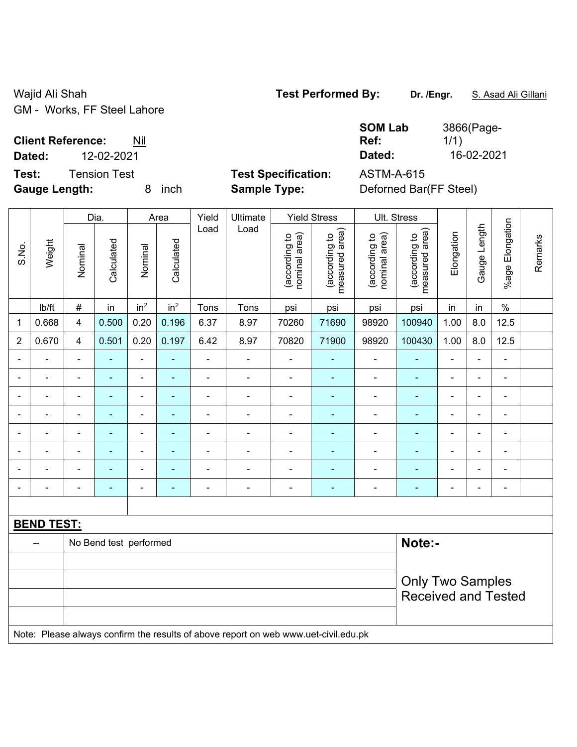Wajid Ali Shah

GM - Works, FF Steel Lahore

**Test Performed By:** **Dr. /Engr.** S. Asad Ali Gillani

**Client Reference:** Nil

**Dated:** 12-02-2021

**SOM Lab Ref:** 3866(Page-1/1)

**Dated:** 16-02-2021

**Test:** Tension Test

**Test Specification:** ASTM-A-615

**Gauge Length:** 8 inch

**Sample Type:** Deforned Bar(FF Steel)

| S.No. | Weight | Dia. | | Area | | Yield Load | Ultimate Load | Yield Stress | | Ult. Stress | | Elongation | Gauge Length | %age Elongation | Remarks |
|---|---|---|---|---|---|---|---|---|---|---|---|---|---|---|---|
| | | Nominal | Calculated | Nominal | Calculated | | | (according to nominal area) | (according to measured area) | (according to nominal area) | (according to measured area) | | | | |
| | lb/ft | # | in | in$^2$ | in$^2$ | Tons | Tons | psi | psi | psi | psi | in | in | % | |
| 1 | 0.668 | 4 | 0.500 | 0.20 | 0.196 | 6.37 | 8.97 | 70260 | 71690 | 98920 | 100940 | 1.00 | 8.0 | 12.5 | |
| 2 | 0.670 | 4 | 0.501 | 0.20 | 0.197 | 6.42 | 8.97 | 70820 | 71900 | 98920 | 100430 | 1.00 | 8.0 | 12.5 | |
| - | - | - | - | - | - | - | - | - | - | - | - | - | - | - | |
| - | - | - | - | - | - | - | - | - | - | - | - | - | - | - | |
| - | - | - | - | - | - | - | - | - | - | - | - | - | - | - | |
| - | - | - | - | - | - | - | - | - | - | - | - | - | - | - | |
| - | - | - | - | - | - | - | - | - | - | - | - | - | - | - | |
| - | - | - | - | - | - | - | - | - | - | - | - | - | - | - | |
| - | - | - | - | - | - | - | - | - | - | - | - | - | - | - | |
| - | - | - | - | - | - | - | - | - | - | - | - | - | - | - | |

**BEND TEST:**

| | | |
|---|---|---|
| -- | No Bend test performed | **Note:-** Only Two Samples Received and Tested |

Note: Please always confirm the results of above report on web www.uet-civil.edu.pk